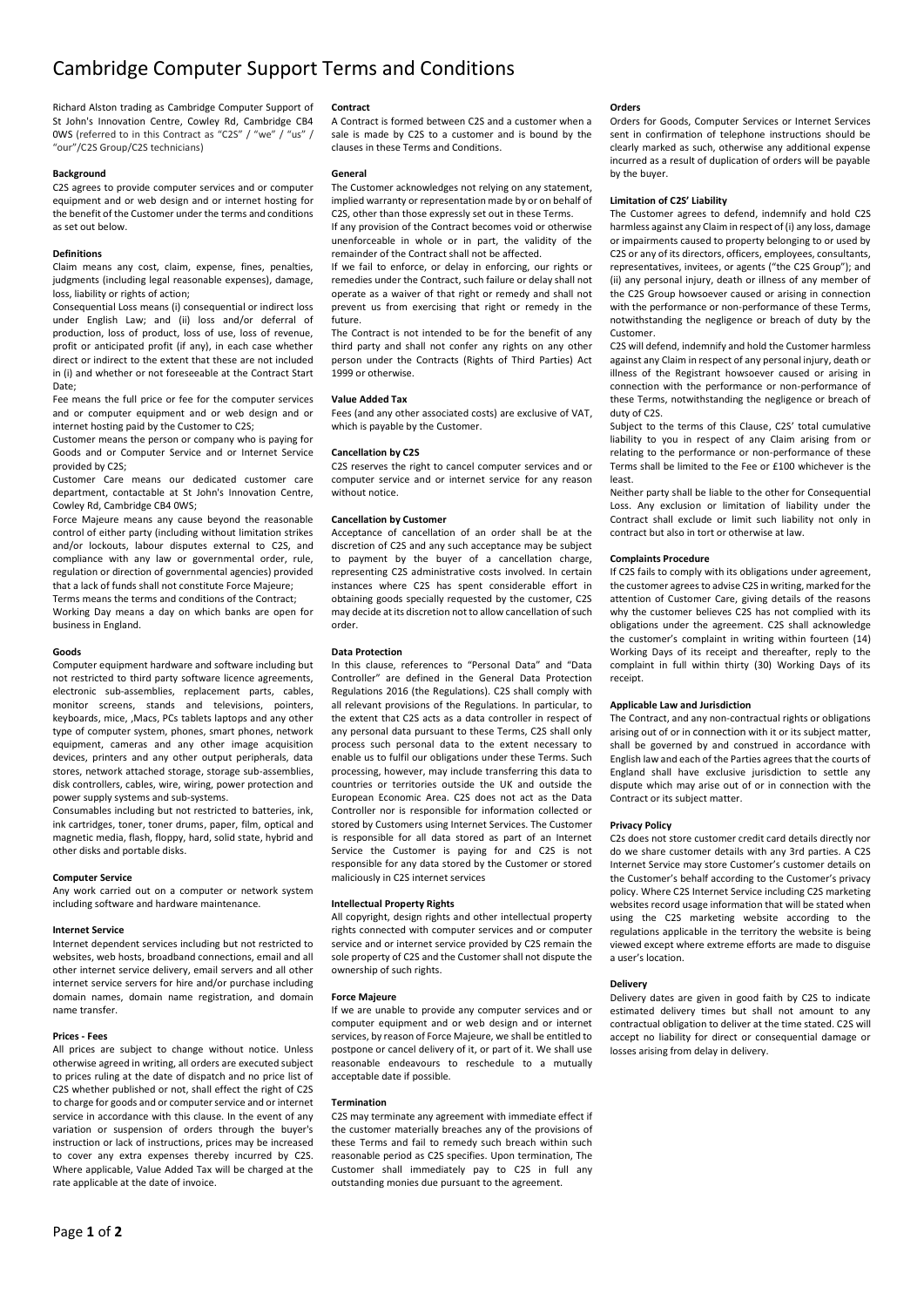# Cambridge Computer Support Terms and Conditions

Richard Alston trading as Cambridge Computer Support of St John's Innovation Centre, Cowley Rd, Cambridge CB4 0WS (referred to in this Contract as "C2S" / "we" / "us" / "our"/C2S Group/C2S technicians)

**Background**

C2S agrees to provide computer services and or computer equipment and or web design and or internet hosting for the benefit of the Customer under the terms and conditions as set out below.

**Definitions**

Claim means any cost, claim, expense, fines, penalties, judgments (including legal reasonable expenses), damage, loss, liability or rights of action;

Consequential Loss means (i) consequential or indirect loss under English Law; and (ii) loss and/or deferral of production, loss of product, loss of use, loss of revenue, profit or anticipated profit (if any), in each case whether direct or indirect to the extent that these are not included in (i) and whether or not foreseeable at the Contract Start Date;

Fee means the full price or fee for the computer services and or computer equipment and or web design and or internet hosting paid by the Customer to C2S;

Customer means the person or company who is paying for Goods and or Computer Service and or Internet Service provided by C2S;

Customer Care means our dedicated customer care department, contactable at St John's Innovation Centre, Cowley Rd, Cambridge CB4 0WS;

Force Majeure means any cause beyond the reasonable control of either party (including without limitation strikes and/or lockouts, labour disputes external to C2S, and compliance with any law or governmental order, rule, regulation or direction of governmental agencies) provided that a lack of funds shall not constitute Force Majeure;

Terms means the terms and conditions of the Contract;

Working Day means a day on which banks are open for business in England.

**Goods**

Computer equipment hardware and software including but not restricted to third party software licence agreements, electronic sub-assemblies, replacement parts, cables, monitor screens, stands and televisions, pointers, keyboards, mice, ,Macs, PCs tablets laptops and any other type of computer system, phones, smart phones, network equipment, cameras and any other image acquisition devices, printers and any other output peripherals, data stores, network attached storage, storage sub-assemblies, disk controllers, cables, wire, wiring, power protection and power supply systems and sub-systems.

Consumables including but not restricted to batteries, ink, ink cartridges, toner, toner drums, paper, film, optical and magnetic media, flash, floppy, hard, solid state, hybrid and other disks and portable disks.

**Computer Service**

Any work carried out on a computer or network system including software and hardware maintenance.

**Internet Service**

Internet dependent services including but not restricted to websites, web hosts, broadband connections, email and all other internet service delivery, email servers and all other internet service servers for hire and/or purchase including domain names, domain name registration, and domain name transfer.

**Prices - Fees**

All prices are subject to change without notice. Unless otherwise agreed in writing, all orders are executed subject to prices ruling at the date of dispatch and no price list of C2S whether published or not, shall effect the right of C2S to charge for goods and or computer service and or internet service in accordance with this clause. In the event of any variation or suspension of orders through the buyer's instruction or lack of instructions, prices may be increased to cover any extra expenses thereby incurred by C2S. Where applicable, Value Added Tax will be charged at the rate applicable at the date of invoice.

**Contract**

A Contract is formed between C2S and a customer when a sale is made by C2S to a customer and is bound by the clauses in these Terms and Conditions.

**General**

The Customer acknowledges not relying on any statement, implied warranty or representation made by or on behalf of C2S, other than those expressly set out in these Terms.

If any provision of the Contract becomes void or otherwise unenforceable in whole or in part, the validity of the remainder of the Contract shall not be affected.

If we fail to enforce, or delay in enforcing, our rights or remedies under the Contract, such failure or delay shall not operate as a waiver of that right or remedy and shall not prevent us from exercising that right or remedy in the future.

The Contract is not intended to be for the benefit of any third party and shall not confer any rights on any other person under the Contracts (Rights of Third Parties) Act 1999 or otherwise.

**Value Added Tax**

Fees (and any other associated costs) are exclusive of VAT, which is payable by the Customer.

**Cancellation by C2S**

C2S reserves the right to cancel computer services and or computer service and or internet service for any reason without notice.

**Cancellation by Customer**

Acceptance of cancellation of an order shall be at the discretion of C2S and any such acceptance may be subject to payment by the buyer of a cancellation charge, representing C2S administrative costs involved. In certain instances where C2S has spent considerable effort in obtaining goods specially requested by the customer, C2S may decide at its discretion not to allow cancellation of such order.

**Data Protection**

In this clause, references to "Personal Data" and "Data Controller" are defined in the General Data Protection Regulations 2016 (the Regulations). C2S shall comply with all relevant provisions of the Regulations. In particular, to the extent that C2S acts as a data controller in respect of any personal data pursuant to these Terms, C2S shall only process such personal data to the extent necessary to enable us to fulfil our obligations under these Terms. Such processing, however, may include transferring this data to countries or territories outside the UK and outside the European Economic Area. C2S does not act as the Data Controller nor is responsible for information collected or stored by Customers using Internet Services. The Customer is responsible for all data stored as part of an Internet Service the Customer is paying for and C2S is not responsible for any data stored by the Customer or stored maliciously in C2S internet services

**Intellectual Property Rights**

All copyright, design rights and other intellectual property rights connected with computer services and or computer service and or internet service provided by C2S remain the sole property of C2S and the Customer shall not dispute the ownership of such rights.

**Force Majeure**

If we are unable to provide any computer services and or computer equipment and or web design and or internet services, by reason of Force Majeure, we shall be entitled to postpone or cancel delivery of it, or part of it. We shall use reasonable endeavours to reschedule to a mutually acceptable date if possible.

**Termination**

C2S may terminate any agreement with immediate effect if the customer materially breaches any of the provisions of these Terms and fail to remedy such breach within such reasonable period as C2S specifies. Upon termination, The Customer shall immediately pay to C2S in full any outstanding monies due pursuant to the agreement.

**Orders**

Orders for Goods, Computer Services or Internet Services sent in confirmation of telephone instructions should be clearly marked as such, otherwise any additional expense incurred as a result of duplication of orders will be payable by the buyer.

**Limitation of C2S' Liability**

The Customer agrees to defend, indemnify and hold C2S harmless against any Claim in respect of (i) any loss, damage or impairments caused to property belonging to or used by C2S or any of its directors, officers, employees, consultants, representatives, invitees, or agents ("the C2S Group"); and (ii) any personal injury, death or illness of any member of the C2S Group howsoever caused or arising in connection with the performance or non-performance of these Terms, notwithstanding the negligence or breach of duty by the Customer.

C2S will defend, indemnify and hold the Customer harmless against any Claim in respect of any personal injury, death or illness of the Registrant howsoever caused or arising in connection with the performance or non-performance of these Terms, notwithstanding the negligence or breach of duty of C2S.

Subject to the terms of this Clause, C2S' total cumulative liability to you in respect of any Claim arising from or relating to the performance or non-performance of these Terms shall be limited to the Fee or £100 whichever is the least.

Neither party shall be liable to the other for Consequential Loss. Any exclusion or limitation of liability under the Contract shall exclude or limit such liability not only in contract but also in tort or otherwise at law.

**Complaints Procedure**

If C2S fails to comply with its obligations under agreement, the customer agrees to advise C2S in writing, marked for the attention of Customer Care, giving details of the reasons why the customer believes C2S has not complied with its obligations under the agreement. C2S shall acknowledge the customer's complaint in writing within fourteen (14) Working Days of its receipt and thereafter, reply to the complaint in full within thirty (30) Working Days of its receipt.

**Applicable Law and Jurisdiction**

The Contract, and any non-contractual rights or obligations arising out of or in connection with it or its subject matter, shall be governed by and construed in accordance with English law and each of the Parties agrees that the courts of England shall have exclusive jurisdiction to settle any dispute which may arise out of or in connection with the Contract or its subject matter.

**Privacy Policy**

C2s does not store customer credit card details directly nor do we share customer details with any 3rd parties. A C2S Internet Service may store Customer's customer details on the Customer's behalf according to the Customer's privacy policy. Where C2S Internet Service including C2S marketing websites record usage information that will be stated when using the C2S marketing website according to the regulations applicable in the territory the website is being viewed except where extreme efforts are made to disguise a user's location.

**Delivery**

Delivery dates are given in good faith by C2S to indicate estimated delivery times but shall not amount to any contractual obligation to deliver at the time stated. C2S will accept no liability for direct or consequential damage or losses arising from delay in delivery.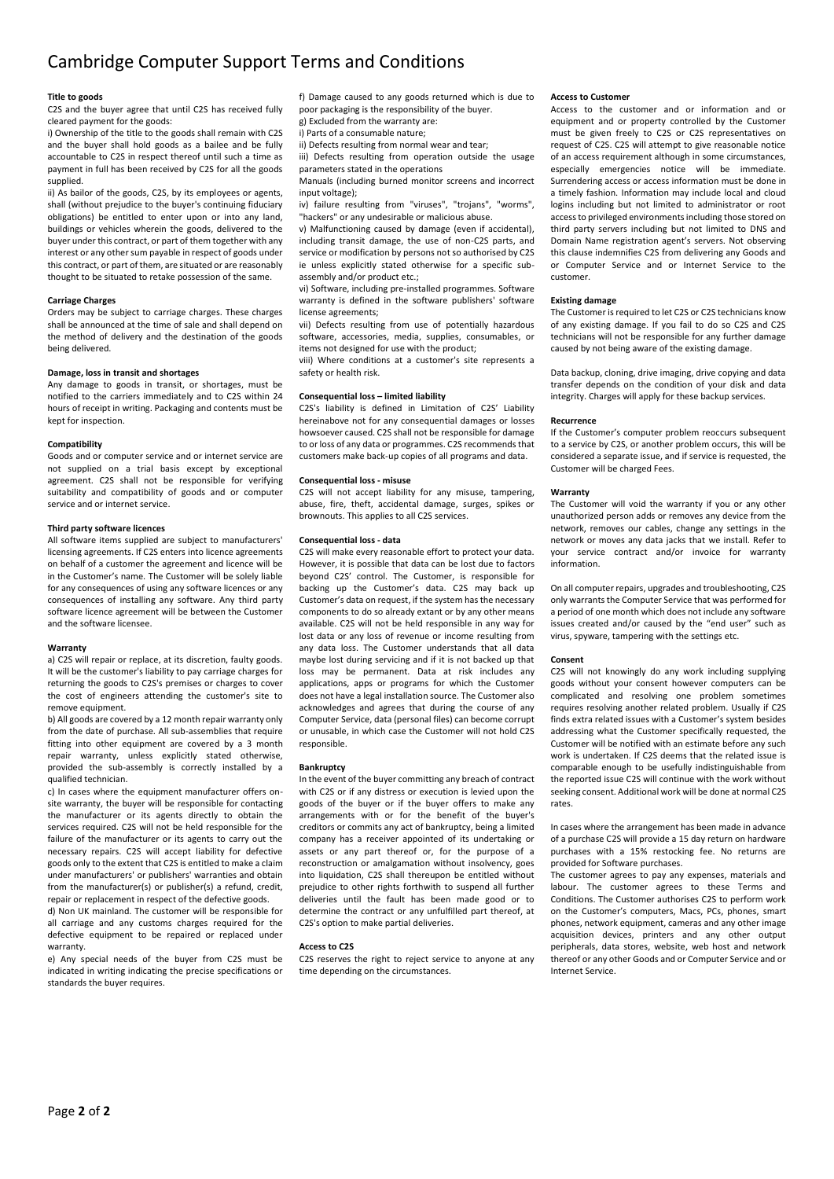# Cambridge Computer Support Terms and Conditions

**Title to goods**

C2S and the buyer agree that until C2S has received fully cleared payment for the goods:

i) Ownership of the title to the goods shall remain with C2S and the buyer shall hold goods as a bailee and be fully accountable to C2S in respect thereof until such a time as payment in full has been received by C2S for all the goods supplied.

ii) As bailor of the goods, C2S, by its employees or agents, shall (without prejudice to the buyer's continuing fiduciary obligations) be entitled to enter upon or into any land, buildings or vehicles wherein the goods, delivered to the buyer under this contract, or part of them together with any interest or any other sum payable in respect of goods under this contract, or part of them, are situated or are reasonably thought to be situated to retake possession of the same.

**Carriage Charges**

Orders may be subject to carriage charges. These charges shall be announced at the time of sale and shall depend on the method of delivery and the destination of the goods being delivered.

**Damage, loss in transit and shortages**

Any damage to goods in transit, or shortages, must be notified to the carriers immediately and to C2S within 24 hours of receipt in writing. Packaging and contents must be kept for inspection.

**Compatibility**

Goods and or computer service and or internet service are not supplied on a trial basis except by exceptional agreement. C2S shall not be responsible for verifying suitability and compatibility of goods and or computer service and or internet service.

**Third party software licences**

All software items supplied are subject to manufacturers' licensing agreements. If C2S enters into licence agreements on behalf of a customer the agreement and licence will be in the Customer's name. The Customer will be solely liable for any consequences of using any software licences or any consequences of installing any software. Any third party software licence agreement will be between the Customer and the software licensee.

**Warranty**

a) C2S will repair or replace, at its discretion, faulty goods. It will be the customer's liability to pay carriage charges for returning the goods to C2S's premises or charges to cover the cost of engineers attending the customer's site to remove equipment.

b) All goods are covered by a 12 month repair warranty only from the date of purchase. All sub-assemblies that require fitting into other equipment are covered by a 3 month repair warranty, unless explicitly stated otherwise, provided the sub-assembly is correctly installed by a qualified technician.

c) In cases where the equipment manufacturer offers on-site warranty, the buyer will be responsible for contacting the manufacturer or its agents directly to obtain the services required. C2S will not be held responsible for the failure of the manufacturer or its agents to carry out the necessary repairs. C2S will accept liability for defective goods only to the extent that C2S is entitled to make a claim under manufacturers' or publishers' warranties and obtain from the manufacturer(s) or publisher(s) a refund, credit, repair or replacement in respect of the defective goods.

d) Non UK mainland. The customer will be responsible for all carriage and any customs charges required for the defective equipment to be repaired or replaced under warranty.

e) Any special needs of the buyer from C2S must be indicated in writing indicating the precise specifications or standards the buyer requires.

f) Damage caused to any goods returned which is due to poor packaging is the responsibility of the buyer.

g) Excluded from the warranty are:

i) Parts of a consumable nature;

ii) Defects resulting from normal wear and tear;

iii) Defects resulting from operation outside the usage parameters stated in the operations

Manuals (including burned monitor screens and incorrect input voltage);

iv) failure resulting from "viruses", "trojans", "worms", "hackers" or any undesirable or malicious abuse.

v) Malfunctioning caused by damage (even if accidental), including transit damage, the use of non-C2S parts, and service or modification by persons not so authorised by C2S ie unless explicitly stated otherwise for a specific sub-assembly and/or product etc.;

vi) Software, including pre-installed programmes. Software warranty is defined in the software publishers' software license agreements;

vii) Defects resulting from use of potentially hazardous software, accessories, media, supplies, consumables, or items not designed for use with the product;

viii) Where conditions at a customer's site represents a safety or health risk.

**Consequential loss – limited liability**

C2S's liability is defined in Limitation of C2S' Liability hereinabove not for any consequential damages or losses howsoever caused. C2S shall not be responsible for damage to or loss of any data or programmes. C2S recommends that customers make back-up copies of all programs and data.

**Consequential loss - misuse**

C2S will not accept liability for any misuse, tampering, abuse, fire, theft, accidental damage, surges, spikes or brownouts. This applies to all C2S services.

**Consequential loss - data**

C2S will make every reasonable effort to protect your data. However, it is possible that data can be lost due to factors beyond C2S' control. The Customer, is responsible for backing up the Customer's data. C2S may back up Customer's data on request, if the system has the necessary components to do so already extant or by any other means available. C2S will not be held responsible in any way for lost data or any loss of revenue or income resulting from any data loss. The Customer understands that all data maybe lost during servicing and if it is not backed up that loss may be permanent. Data at risk includes any applications, apps or programs for which the Customer does not have a legal installation source. The Customer also acknowledges and agrees that during the course of any Computer Service, data (personal files) can become corrupt or unusable, in which case the Customer will not hold C2S responsible.

**Bankruptcy**

In the event of the buyer committing any breach of contract with C2S or if any distress or execution is levied upon the goods of the buyer or if the buyer offers to make any arrangements with or for the benefit of the buyer's creditors or commits any act of bankruptcy, being a limited company has a receiver appointed of its undertaking or assets or any part thereof or, for the purpose of a reconstruction or amalgamation without insolvency, goes into liquidation, C2S shall thereupon be entitled without prejudice to other rights forthwith to suspend all further deliveries until the fault has been made good or to determine the contract or any unfulfilled part thereof, at C2S's option to make partial deliveries.

**Access to C2S**

C2S reserves the right to reject service to anyone at any time depending on the circumstances.

**Access to Customer**

Access to the customer and or information and or equipment and or property controlled by the Customer must be given freely to C2S or C2S representatives on request of C2S. C2S will attempt to give reasonable notice of an access requirement although in some circumstances, especially emergencies notice will be immediate. Surrendering access or access information must be done in a timely fashion. Information may include local and cloud logins including but not limited to administrator or root access to privileged environments including those stored on third party servers including but not limited to DNS and Domain Name registration agent's servers. Not observing this clause indemnifies C2S from delivering any Goods and or Computer Service and or Internet Service to the customer.

**Existing damage**

The Customer is required to let C2S or C2S technicians know of any existing damage. If you fail to do so C2S and C2S technicians will not be responsible for any further damage caused by not being aware of the existing damage.

Data backup, cloning, drive imaging, drive copying and data transfer depends on the condition of your disk and data integrity. Charges will apply for these backup services.

**Recurrence**

If the Customer's computer problem reoccurs subsequent to a service by C2S, or another problem occurs, this will be considered a separate issue, and if service is requested, the Customer will be charged Fees.

**Warranty**

The Customer will void the warranty if you or any other unauthorized person adds or removes any device from the network, removes our cables, change any settings in the network or moves any data jacks that we install. Refer to your service contract and/or invoice for warranty information.

On all computer repairs, upgrades and troubleshooting, C2S only warrants the Computer Service that was performed for a period of one month which does not include any software issues created and/or caused by the "end user" such as virus, spyware, tampering with the settings etc.

**Consent**

C2S will not knowingly do any work including supplying goods without your consent however computers can be complicated and resolving one problem sometimes requires resolving another related problem. Usually if C2S finds extra related issues with a Customer's system besides addressing what the Customer specifically requested, the Customer will be notified with an estimate before any such work is undertaken. If C2S deems that the related issue is comparable enough to be usefully indistinguishable from the reported issue C2S will continue with the work without seeking consent. Additional work will be done at normal C2S rates.

In cases where the arrangement has been made in advance of a purchase C2S will provide a 15 day return on hardware purchases with a 15% restocking fee. No returns are provided for Software purchases.

The customer agrees to pay any expenses, materials and labour. The customer agrees to these Terms and Conditions. The Customer authorises C2S to perform work on the Customer's computers, Macs, PCs, phones, smart phones, network equipment, cameras and any other image acquisition devices, printers and any other output peripherals, data stores, website, web host and network thereof or any other Goods and or Computer Service and or Internet Service.